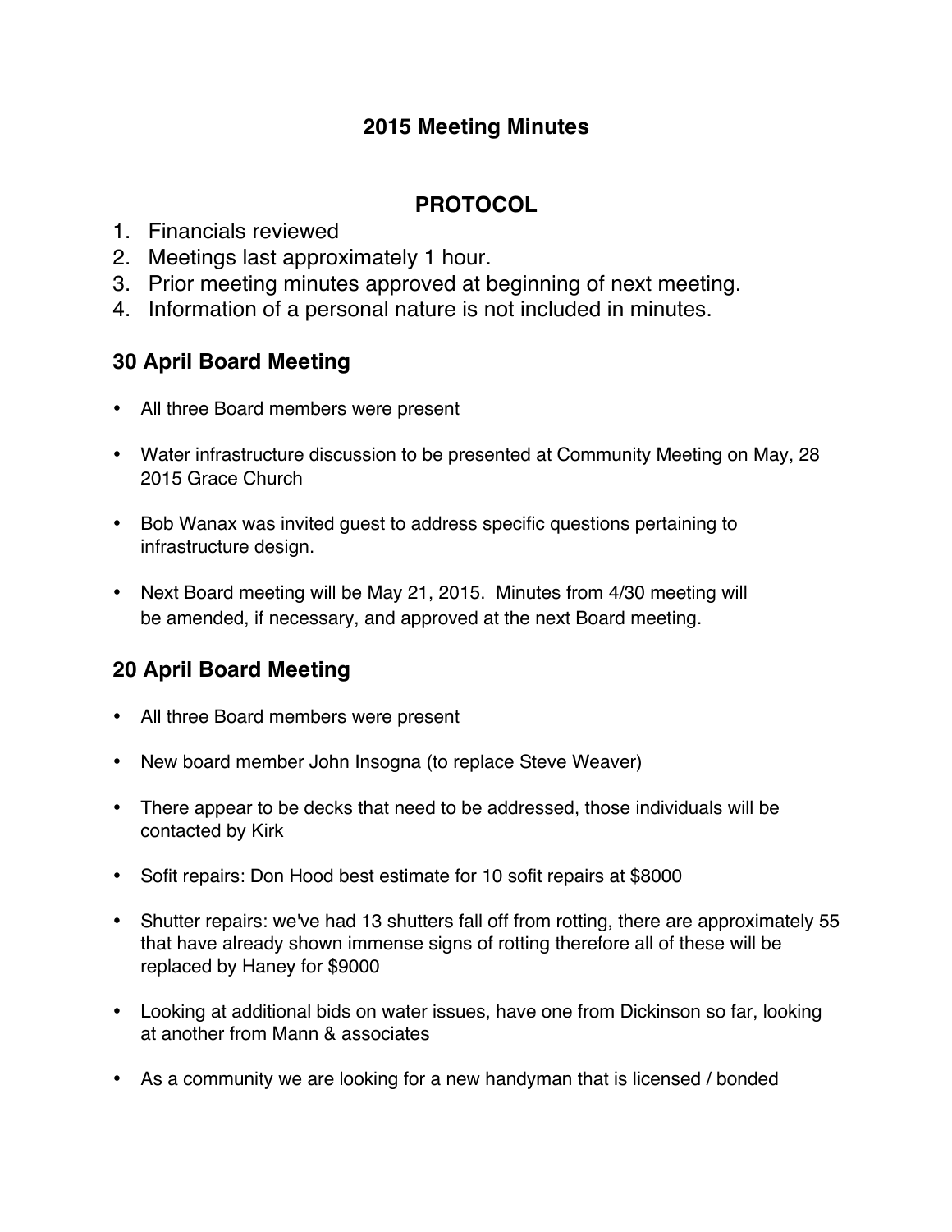# 2015 Meeting Minutes

## PROTOCOL

1. Financials reviewed
2. Meetings last approximately 1 hour.
3. Prior meeting minutes approved at beginning of next meeting.
4. Information of a personal nature is not included in minutes.

### 30 April Board Meeting

- All three Board members were present
- Water infrastructure discussion to be presented at Community Meeting on May, 28 2015 Grace Church
- Bob Wanax was invited guest to address specific questions pertaining to infrastructure design.
- Next Board meeting will be May 21, 2015. Minutes from 4/30 meeting will be amended, if necessary, and approved at the next Board meeting.

### 20 April Board Meeting

- All three Board members were present
- New board member John Insogna (to replace Steve Weaver)
- There appear to be decks that need to be addressed, those individuals will be contacted by Kirk
- Sofit repairs: Don Hood best estimate for 10 sofit repairs at $8000
- Shutter repairs: we've had 13 shutters fall off from rotting, there are approximately 55 that have already shown immense signs of rotting therefore all of these will be replaced by Haney for $9000
- Looking at additional bids on water issues, have one from Dickinson so far, looking at another from Mann & associates
- As a community we are looking for a new handyman that is licensed / bonded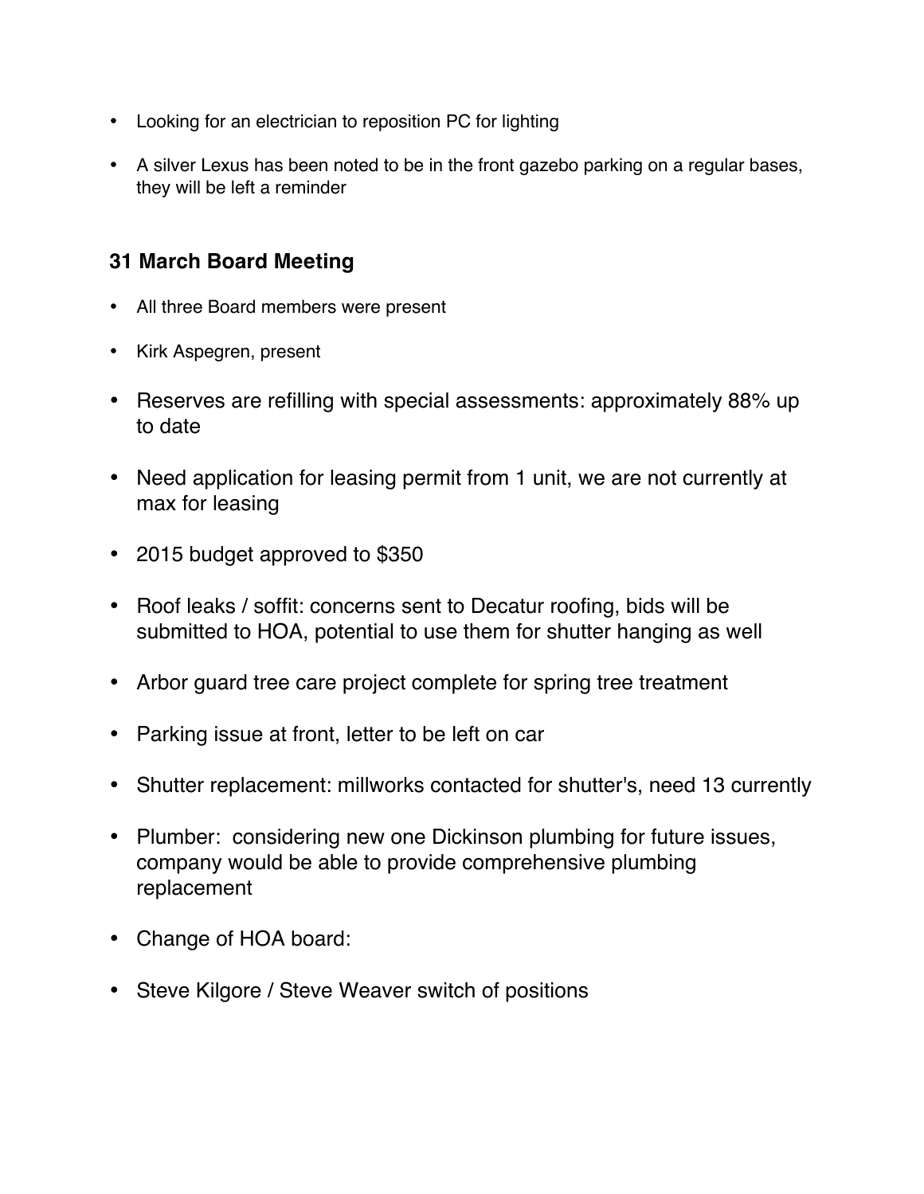- Looking for an electrician to reposition PC for lighting
- A silver Lexus has been noted to be in the front gazebo parking on a regular bases, they will be left a reminder

## 31 March Board Meeting

- All three Board members were present
- Kirk Aspegren, present
- Reserves are refilling with special assessments: approximately 88% up to date
- Need application for leasing permit from 1 unit, we are not currently at max for leasing
- 2015 budget approved to $350
- Roof leaks / soffit: concerns sent to Decatur roofing, bids will be submitted to HOA, potential to use them for shutter hanging as well
- Arbor guard tree care project complete for spring tree treatment
- Parking issue at front, letter to be left on car
- Shutter replacement: millworks contacted for shutter's, need 13 currently
- Plumber: considering new one Dickinson plumbing for future issues, company would be able to provide comprehensive plumbing replacement
- Change of HOA board:
- Steve Kilgore / Steve Weaver switch of positions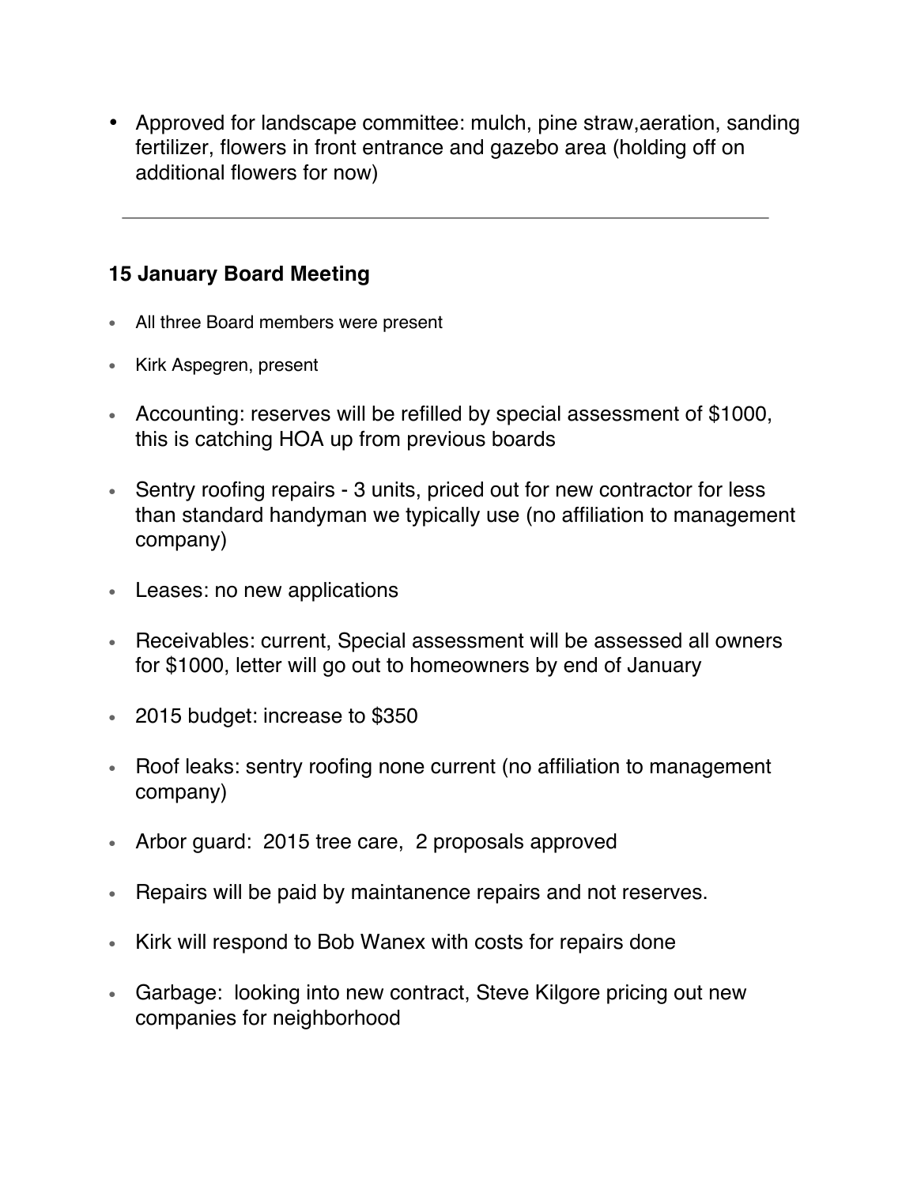- Approved for landscape committee: mulch, pine straw,aeration, sanding fertilizer, flowers in front entrance and gazebo area (holding off on additional flowers for now)

---

**15 January Board Meeting**

- All three Board members were present
- Kirk Aspegren, present
- Accounting: reserves will be refilled by special assessment of $1000, this is catching HOA up from previous boards
- Sentry roofing repairs - 3 units, priced out for new contractor for less than standard handyman we typically use (no affiliation to management company)
- Leases: no new applications
- Receivables: current, Special assessment will be assessed all owners for $1000, letter will go out to homeowners by end of January
- 2015 budget: increase to $350
- Roof leaks: sentry roofing none current (no affiliation to management company)
- Arbor guard: 2015 tree care, 2 proposals approved
- Repairs will be paid by maintanence repairs and not reserves.
- Kirk will respond to Bob Wanex with costs for repairs done
- Garbage: looking into new contract, Steve Kilgore pricing out new companies for neighborhood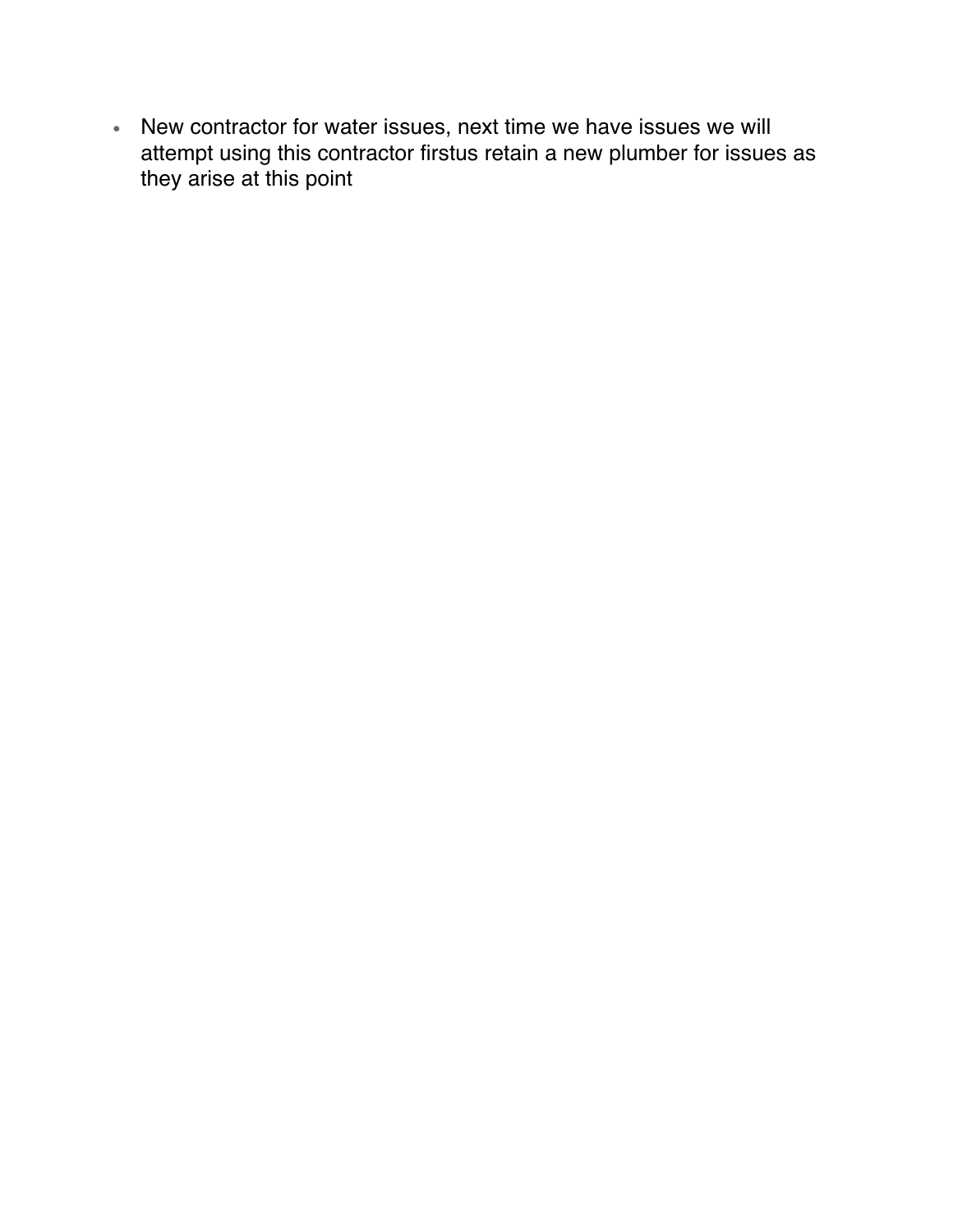- New contractor for water issues, next time we have issues we will attempt using this contractor firstus retain a new plumber for issues as they arise at this point